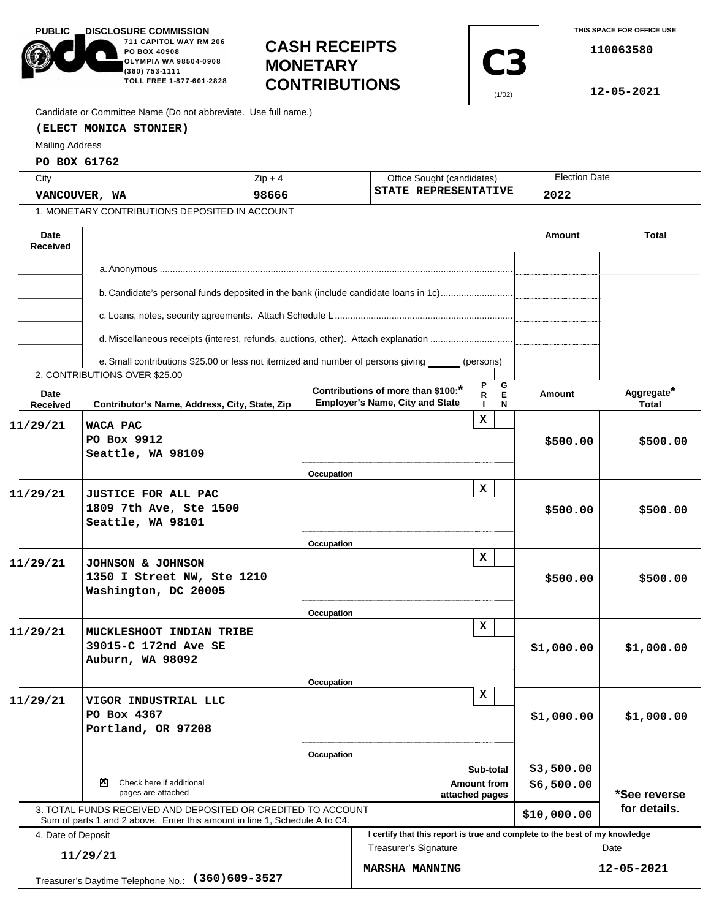PUBLIC DISCLOSURE COMMISSION
711 CAPITOL WAY RM 206
PO BOX 40908
OLYMPIA WA 98504-0908
(360) 753-1111
TOLL FREE 1-877-601-2828

# CASH RECEIPTS MONETARY CONTRIBUTIONS

**C3** (1/02)

THIS SPACE FOR OFFICE USE

110063580

12-05-2021

Candidate or Committee Name (Do not abbreviate. Use full name.)
**(ELECT MONICA STONIER)**

Mailing Address
**PO BOX 61762**

| City | Zip + 4 | Office Sought (candidates) | Election Date |
|---|---|---|---|
| VANCOUVER, WA | 98666 | STATE REPRESENTATIVE | 2022 |

1. MONETARY CONTRIBUTIONS DEPOSITED IN ACCOUNT

| Date Received | | Amount | Total |
|---|---|---|---|
| | a. Anonymous | | |
| | b. Candidate's personal funds deposited in the bank (include candidate loans in 1c) | | |
| | c. Loans, notes, security agreements. Attach Schedule L | | |
| | d. Miscellaneous receipts (interest, refunds, auctions, other). Attach explanation | | |
| | e. Small contributions $25.00 or less not itemized and number of persons giving ______ (persons) | | |

2. CONTRIBUTIONS OVER $25.00

| Date Received | Contributor's Name, Address, City, State, Zip | Contributions of more than $100:* Employer's Name, City and State / Occupation | PRI | GEN | Amount | Aggregate* Total |
|---|---|---|---|---|---|---|
| 11/29/21 | WACA PAC<br>PO Box 9912<br>Seattle, WA 98109 | | X | | $500.00 | $500.00 |
| 11/29/21 | JUSTICE FOR ALL PAC<br>1809 7th Ave, Ste 1500<br>Seattle, WA 98101 | | X | | $500.00 | $500.00 |
| 11/29/21 | JOHNSON & JOHNSON<br>1350 I Street NW, Ste 1210<br>Washington, DC 20005 | | X | | $500.00 | $500.00 |
| 11/29/21 | MUCKLESHOOT INDIAN TRIBE<br>39015-C 172nd Ave SE<br>Auburn, WA 98092 | | X | | $1,000.00 | $1,000.00 |
| 11/29/21 | VIGOR INDUSTRIAL LLC<br>PO Box 4367<br>Portland, OR 97208 | | X | | $1,000.00 | $1,000.00 |

☒ Check here if additional pages are attached

| | Amount |
|---|---|
| Sub-total | $3,500.00 |
| Amount from attached pages | $6,500.00 |
| 3. TOTAL FUNDS RECEIVED AND DEPOSITED OR CREDITED TO ACCOUNT (Sum of parts 1 and 2 above. Enter this amount in line 1, Schedule A to C4.) | $10,000.00 |

*See reverse for details.

4. Date of Deposit: **11/29/21**

Treasurer's Daytime Telephone No.: **(360)609-3527**

I certify that this report is true and complete to the best of my knowledge

| Treasurer's Signature | Date |
|---|---|
| MARSHA MANNING | 12-05-2021 |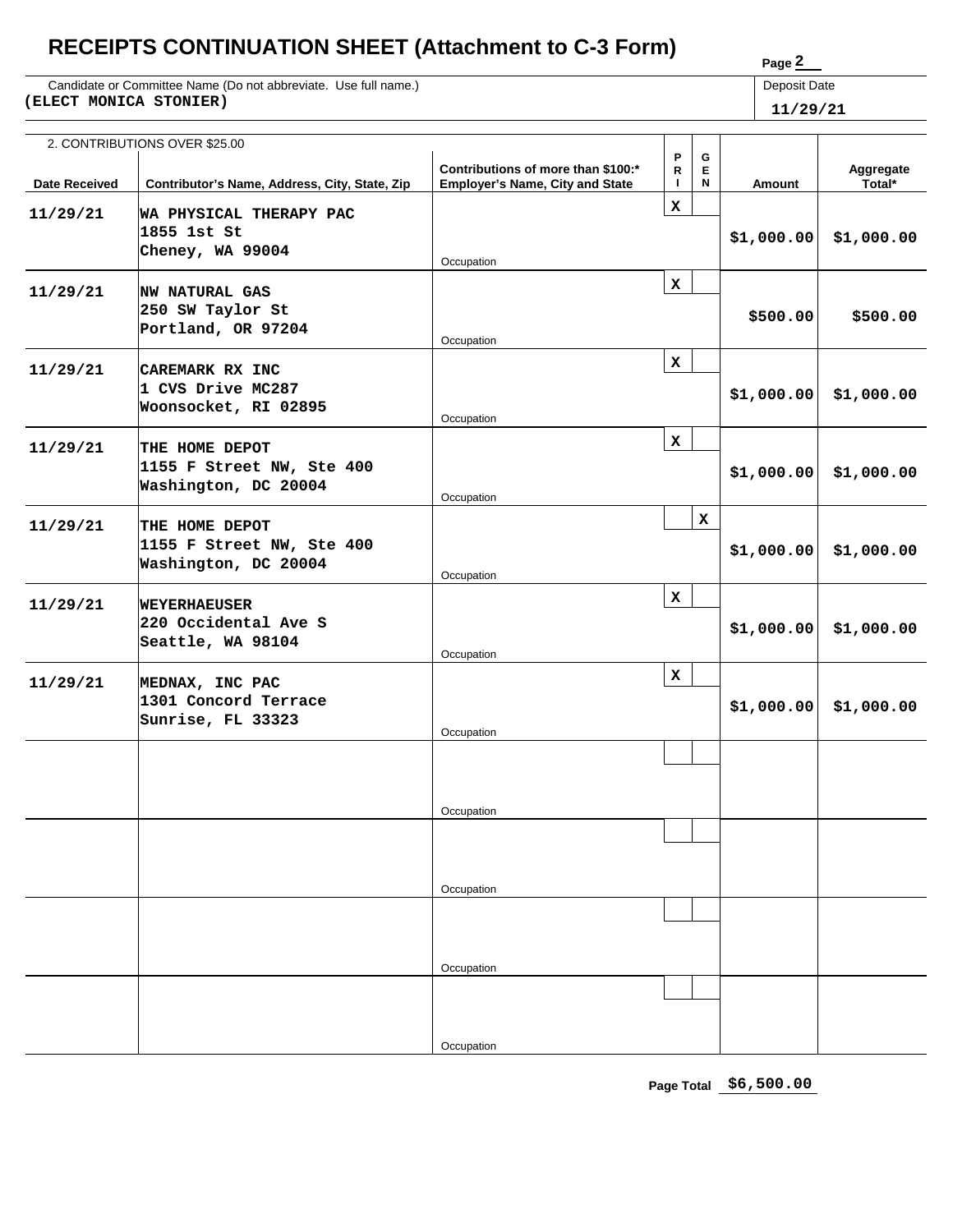# RECEIPTS CONTINUATION SHEET (Attachment to C-3 Form)

Candidate or Committee Name (Do not abbreviate. Use full name.)
**(ELECT MONICA STONIER)**

Deposit Date
**11/29/21**

2. CONTRIBUTIONS OVER $25.00

| Date Received | Contributor's Name, Address, City, State, Zip | Contributions of more than $100:* Employer's Name, City and State | PRI | GEN | Amount | Aggregate Total* |
|---|---|---|---|---|---|---|
| 11/29/21 | WA PHYSICAL THERAPY PAC<br>1855 1st St<br>Cheney, WA 99004 | Occupation | X | | $1,000.00 | $1,000.00 |
| 11/29/21 | NW NATURAL GAS<br>250 SW Taylor St<br>Portland, OR 97204 | Occupation | X | | $500.00 | $500.00 |
| 11/29/21 | CAREMARK RX INC<br>1 CVS Drive MC287<br>Woonsocket, RI 02895 | Occupation | X | | $1,000.00 | $1,000.00 |
| 11/29/21 | THE HOME DEPOT<br>1155 F Street NW, Ste 400<br>Washington, DC 20004 | Occupation | X | | $1,000.00 | $1,000.00 |
| 11/29/21 | THE HOME DEPOT<br>1155 F Street NW, Ste 400<br>Washington, DC 20004 | Occupation | | X | $1,000.00 | $1,000.00 |
| 11/29/21 | WEYERHAEUSER<br>220 Occidental Ave S<br>Seattle, WA 98104 | Occupation | X | | $1,000.00 | $1,000.00 |
| 11/29/21 | MEDNAX, INC PAC<br>1301 Concord Terrace<br>Sunrise, FL 33323 | Occupation | X | | $1,000.00 | $1,000.00 |
| | | Occupation | | | | |
| | | Occupation | | | | |
| | | Occupation | | | | |
| | | Occupation | | | | |

Page Total **$6,500.00**